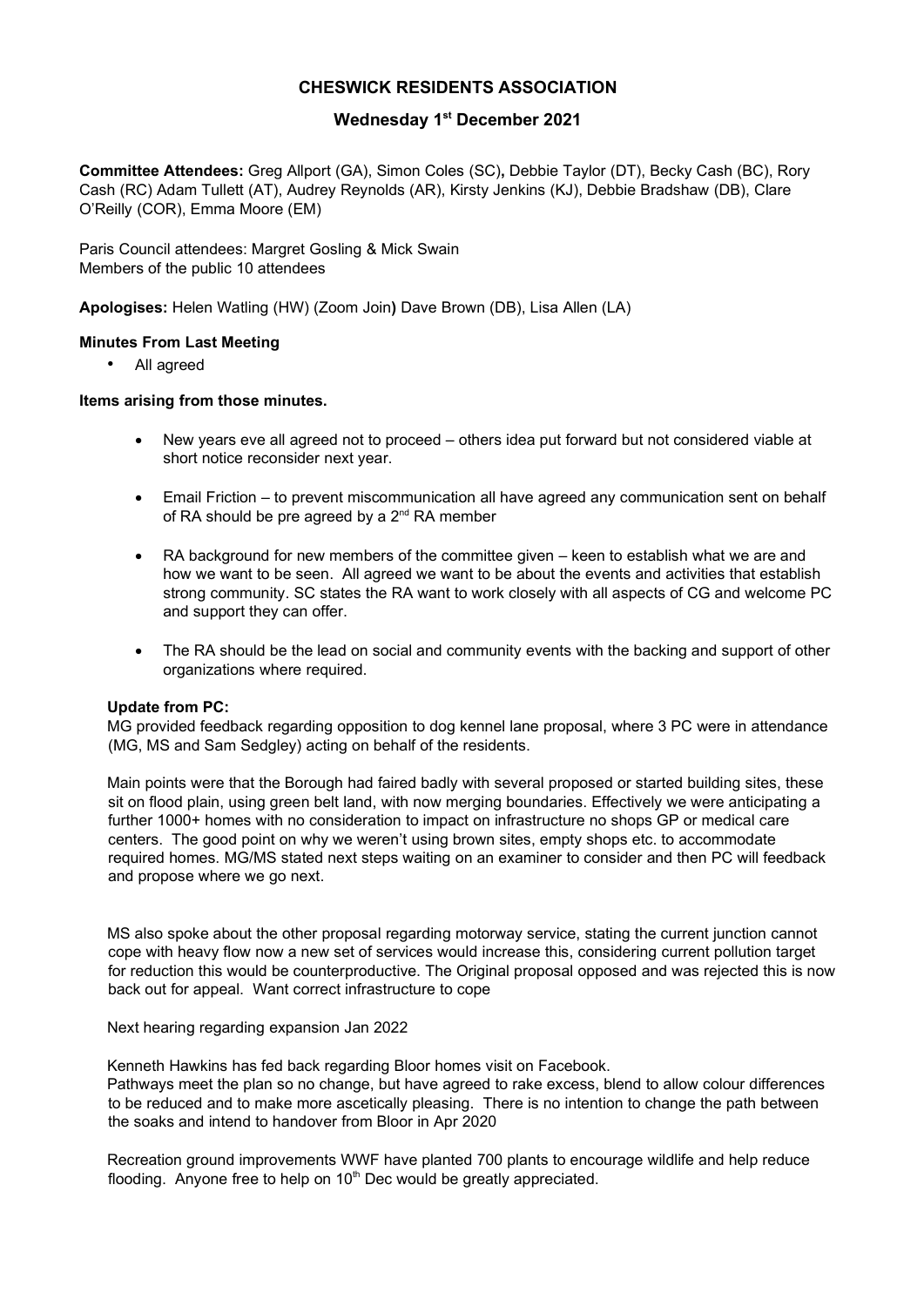# CHESWICK RESIDENTS ASSOCIATION

## Wednesday 1st December 2021

**Committee Attendees:** Greg Allport (GA), Simon Coles (SC)**,** Debbie Taylor (DT), Becky Cash (BC), Rory Cash (RC) Adam Tullett (AT), Audrey Reynolds (AR), Kirsty Jenkins (KJ), Debbie Bradshaw (DB), Clare O'Reilly (COR), Emma Moore (EM)

Paris Council attendees: Margret Gosling & Mick Swain
Members of the public 10 attendees

**Apologises:** Helen Watling (HW) (Zoom Join**)** Dave Brown (DB), Lisa Allen (LA)

**Minutes From Last Meeting**

- All agreed

**Items arising from those minutes.**

- New years eve all agreed not to proceed – others idea put forward but not considered viable at short notice reconsider next year.
- Email Friction – to prevent miscommunication all have agreed any communication sent on behalf of RA should be pre agreed by a 2nd RA member
- RA background for new members of the committee given – keen to establish what we are and how we want to be seen. All agreed we want to be about the events and activities that establish strong community. SC states the RA want to work closely with all aspects of CG and welcome PC and support they can offer.
- The RA should be the lead on social and community events with the backing and support of other organizations where required.

**Update from PC:**

MG provided feedback regarding opposition to dog kennel lane proposal, where 3 PC were in attendance (MG, MS and Sam Sedgley) acting on behalf of the residents.

Main points were that the Borough had faired badly with several proposed or started building sites, these sit on flood plain, using green belt land, with now merging boundaries. Effectively we were anticipating a further 1000+ homes with no consideration to impact on infrastructure no shops GP or medical care centers. The good point on why we weren't using brown sites, empty shops etc. to accommodate required homes. MG/MS stated next steps waiting on an examiner to consider and then PC will feedback and propose where we go next.

MS also spoke about the other proposal regarding motorway service, stating the current junction cannot cope with heavy flow now a new set of services would increase this, considering current pollution target for reduction this would be counterproductive. The Original proposal opposed and was rejected this is now back out for appeal. Want correct infrastructure to cope

Next hearing regarding expansion Jan 2022

Kenneth Hawkins has fed back regarding Bloor homes visit on Facebook.
Pathways meet the plan so no change, but have agreed to rake excess, blend to allow colour differences to be reduced and to make more ascetically pleasing. There is no intention to change the path between the soaks and intend to handover from Bloor in Apr 2020

Recreation ground improvements WWF have planted 700 plants to encourage wildlife and help reduce flooding. Anyone free to help on 10th Dec would be greatly appreciated.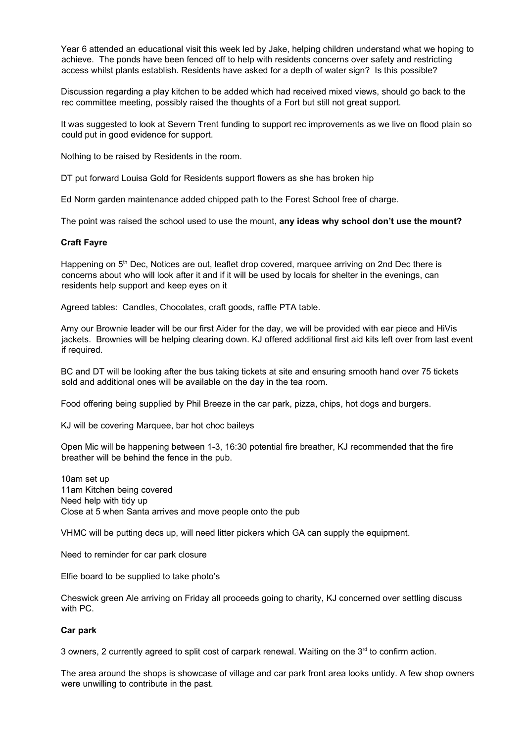Year 6 attended an educational visit this week led by Jake, helping children understand what we hoping to achieve. The ponds have been fenced off to help with residents concerns over safety and restricting access whilst plants establish. Residents have asked for a depth of water sign? Is this possible?

Discussion regarding a play kitchen to be added which had received mixed views, should go back to the rec committee meeting, possibly raised the thoughts of a Fort but still not great support.

It was suggested to look at Severn Trent funding to support rec improvements as we live on flood plain so could put in good evidence for support.

Nothing to be raised by Residents in the room.

DT put forward Louisa Gold for Residents support flowers as she has broken hip

Ed Norm garden maintenance added chipped path to the Forest School free of charge.

The point was raised the school used to use the mount, **any ideas why school don't use the mount?**

**Craft Fayre**

Happening on 5th Dec, Notices are out, leaflet drop covered, marquee arriving on 2nd Dec there is concerns about who will look after it and if it will be used by locals for shelter in the evenings, can residents help support and keep eyes on it

Agreed tables: Candles, Chocolates, craft goods, raffle PTA table.

Amy our Brownie leader will be our first Aider for the day, we will be provided with ear piece and HiVis jackets. Brownies will be helping clearing down. KJ offered additional first aid kits left over from last event if required.

BC and DT will be looking after the bus taking tickets at site and ensuring smooth hand over 75 tickets sold and additional ones will be available on the day in the tea room.

Food offering being supplied by Phil Breeze in the car park, pizza, chips, hot dogs and burgers.

KJ will be covering Marquee, bar hot choc baileys

Open Mic will be happening between 1-3, 16:30 potential fire breather, KJ recommended that the fire breather will be behind the fence in the pub.

10am set up
11am Kitchen being covered
Need help with tidy up
Close at 5 when Santa arrives and move people onto the pub

VHMC will be putting decs up, will need litter pickers which GA can supply the equipment.

Need to reminder for car park closure

Elfie board to be supplied to take photo's

Cheswick green Ale arriving on Friday all proceeds going to charity, KJ concerned over settling discuss with PC.

**Car park**

3 owners, 2 currently agreed to split cost of carpark renewal. Waiting on the 3rd to confirm action.

The area around the shops is showcase of village and car park front area looks untidy. A few shop owners were unwilling to contribute in the past.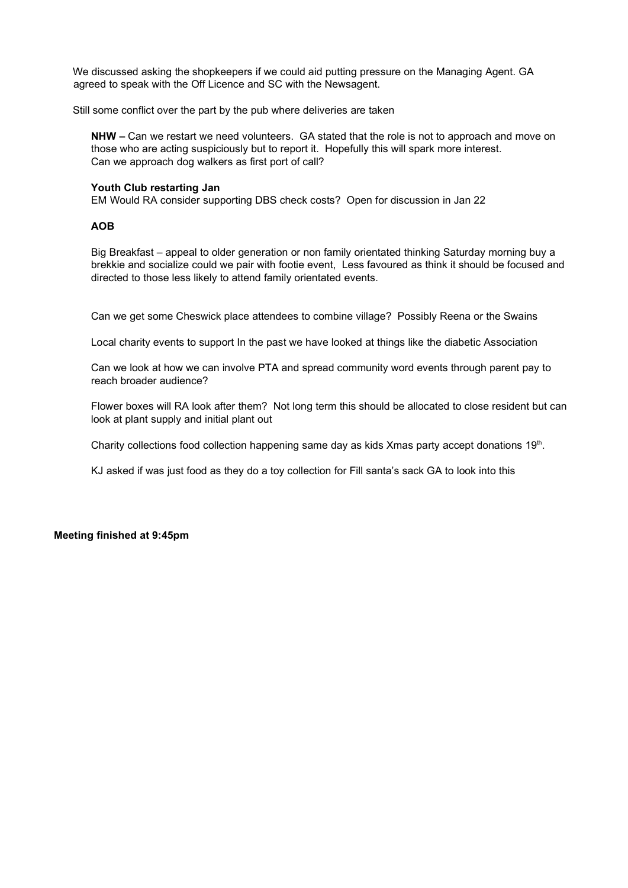We discussed asking the shopkeepers if we could aid putting pressure on the Managing Agent. GA agreed to speak with the Off Licence and SC with the Newsagent.

Still some conflict over the part by the pub where deliveries are taken

**NHW –** Can we restart we need volunteers. GA stated that the role is not to approach and move on those who are acting suspiciously but to report it. Hopefully this will spark more interest. Can we approach dog walkers as first port of call?

**Youth Club restarting Jan**

EM Would RA consider supporting DBS check costs? Open for discussion in Jan 22

**AOB**

Big Breakfast – appeal to older generation or non family orientated thinking Saturday morning buy a brekkie and socialize could we pair with footie event, Less favoured as think it should be focused and directed to those less likely to attend family orientated events.

Can we get some Cheswick place attendees to combine village? Possibly Reena or the Swains

Local charity events to support In the past we have looked at things like the diabetic Association

Can we look at how we can involve PTA and spread community word events through parent pay to reach broader audience?

Flower boxes will RA look after them? Not long term this should be allocated to close resident but can look at plant supply and initial plant out

Charity collections food collection happening same day as kids Xmas party accept donations 19th.

KJ asked if was just food as they do a toy collection for Fill santa's sack GA to look into this

**Meeting finished at 9:45pm**